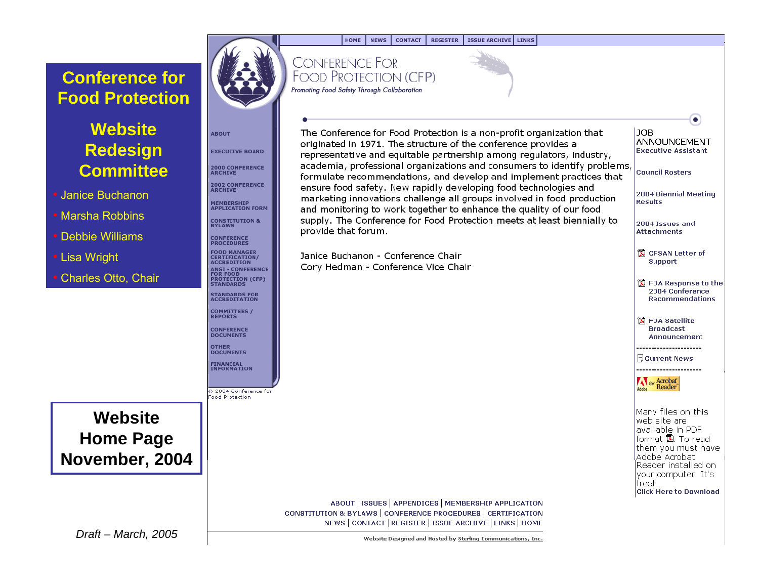# Conference for Food Protection

## Website Redesign Committee

- Janice Buchanon
- Marsha Robbins
- Debbie Williams
- Lisa Wright
- Charles Otto, Chair

## Website Home Page November, 2004

*Draft – March, 2005*

HOME | NEWS | CONTACT | REGISTER | ISSUE ARCHIVE | LINKS

CONFERENCE FOR FOOD PROTECTION (CFP)

*Promoting Food Safety Through Collaboration*

ABOUT

EXECUTIVE BOARD

2000 CONFERENCE ARCHIVE

2002 CONFERENCE ARCHIVE

MEMBERSHIP APPLICATION FORM

CONSTITUTION & BYLAWS

CONFERENCE PROCEDURES

FOOD MANAGER CERTIFICATION/ ACCREDITATION

ANSI - CONFERENCE FOR FOOD PROTECTION (CFP) STANDARDS

STANDARDS FOR ACCREDITATION

COMMITTEES / REPORTS

CONFERENCE DOCUMENTS

OTHER DOCUMENTS

FINANCIAL INFORMATION

© 2004 Conference for Food Protection

The Conference for Food Protection is a non-profit organization that originated in 1971. The structure of the conference provides a representative and equitable partnership among regulators, industry, academia, professional organizations and consumers to identify problems, formulate recommendations, and develop and implement practices that ensure food safety. New rapidly developing food technologies and marketing innovations challenge all groups involved in food production and monitoring to work together to enhance the quality of our food supply. The Conference for Food Protection meets at least biennially to provide that forum.

Janice Buchanon - Conference Chair
Cory Hedman - Conference Vice Chair

JOB ANNOUNCEMENT
Executive Assistant

Council Rosters

2004 Biennial Meeting Results

2004 Issues and Attachments

CFSAN Letter of Support

FDA Response to the 2004 Conference Recommendations

FDA Satellite Broadcast Announcement

Current News

Get Acrobat Reader

Many files on this web site are available in PDF format. To read them you must have Adobe Acrobat Reader installed on your computer. It's free!
Click Here to Download

ABOUT | ISSUES | APPENDICES | MEMBERSHIP APPLICATION
CONSTITUTION & BYLAWS | CONFERENCE PROCEDURES | CERTIFICATION
NEWS | CONTACT | REGISTER | ISSUE ARCHIVE | LINKS | HOME

Website Designed and Hosted by Sterling Communications, Inc.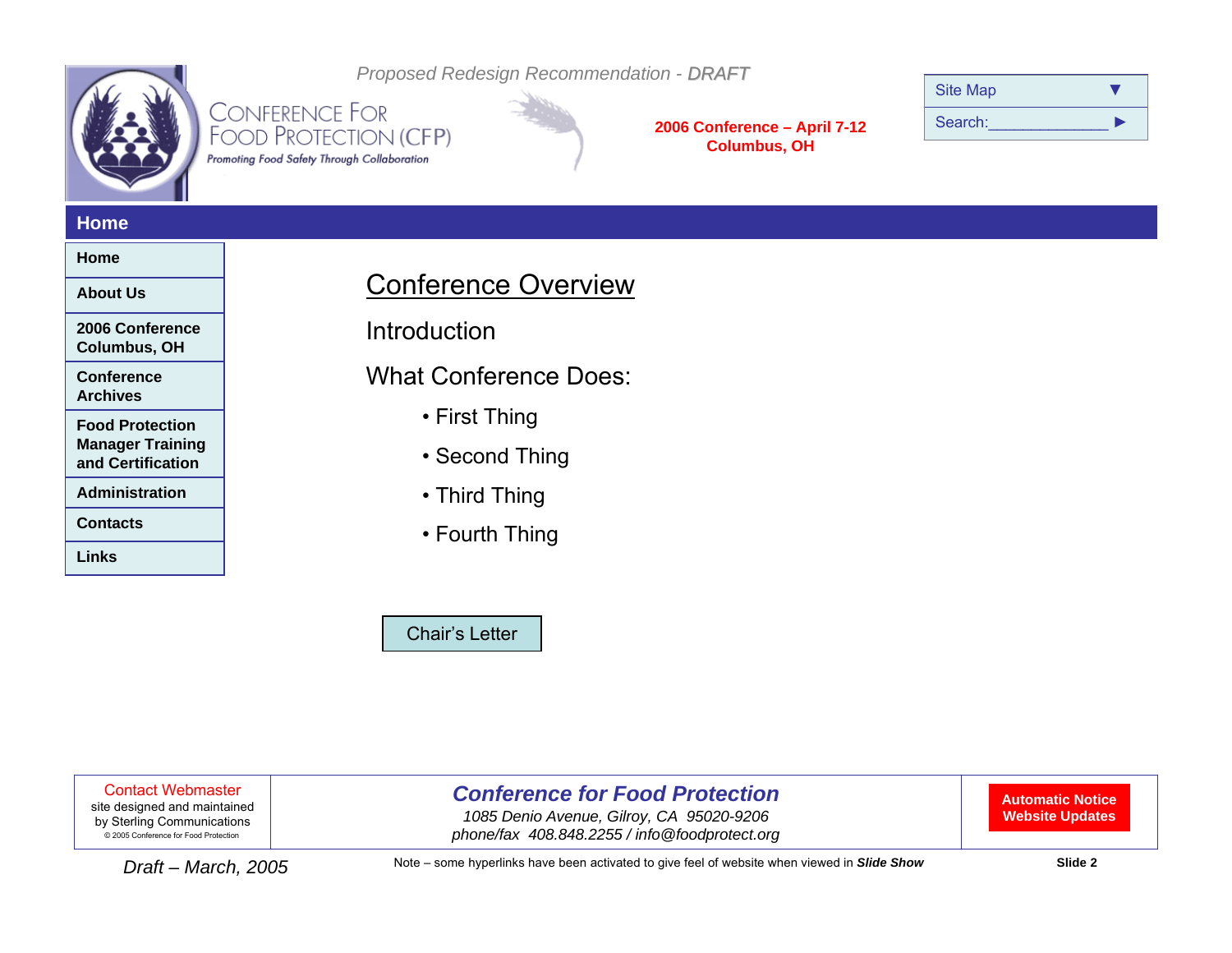Proposed Redesign Recommendation - ***DRAFT***

CONFERENCE FOR FOOD PROTECTION (CFP)

*Promoting Food Safety Through Collaboration*

**2006 Conference – April 7-12**
**Columbus, OH**

Site Map ▼

Search:_______________ ►

## Home

- **Home**
- **About Us**
- **2006 Conference Columbus, OH**
- **Conference Archives**
- **Food Protection Manager Training and Certification**
- **Administration**
- **Contacts**
- **Links**

# Conference Overview

Introduction

What Conference Does:

- First Thing
- Second Thing
- Third Thing
- Fourth Thing

Chair's Letter

Contact Webmaster
site designed and maintained by Sterling Communications
© 2005 Conference for Food Protection

***Conference for Food Protection***
*1085 Denio Avenue, Gilroy, CA 95020-9206*
*phone/fax 408.848.2255 / info@foodprotect.org*

**Automatic Notice Website Updates**

*Draft – March, 2005*

Note – some hyperlinks have been activated to give feel of website when viewed in ***Slide Show***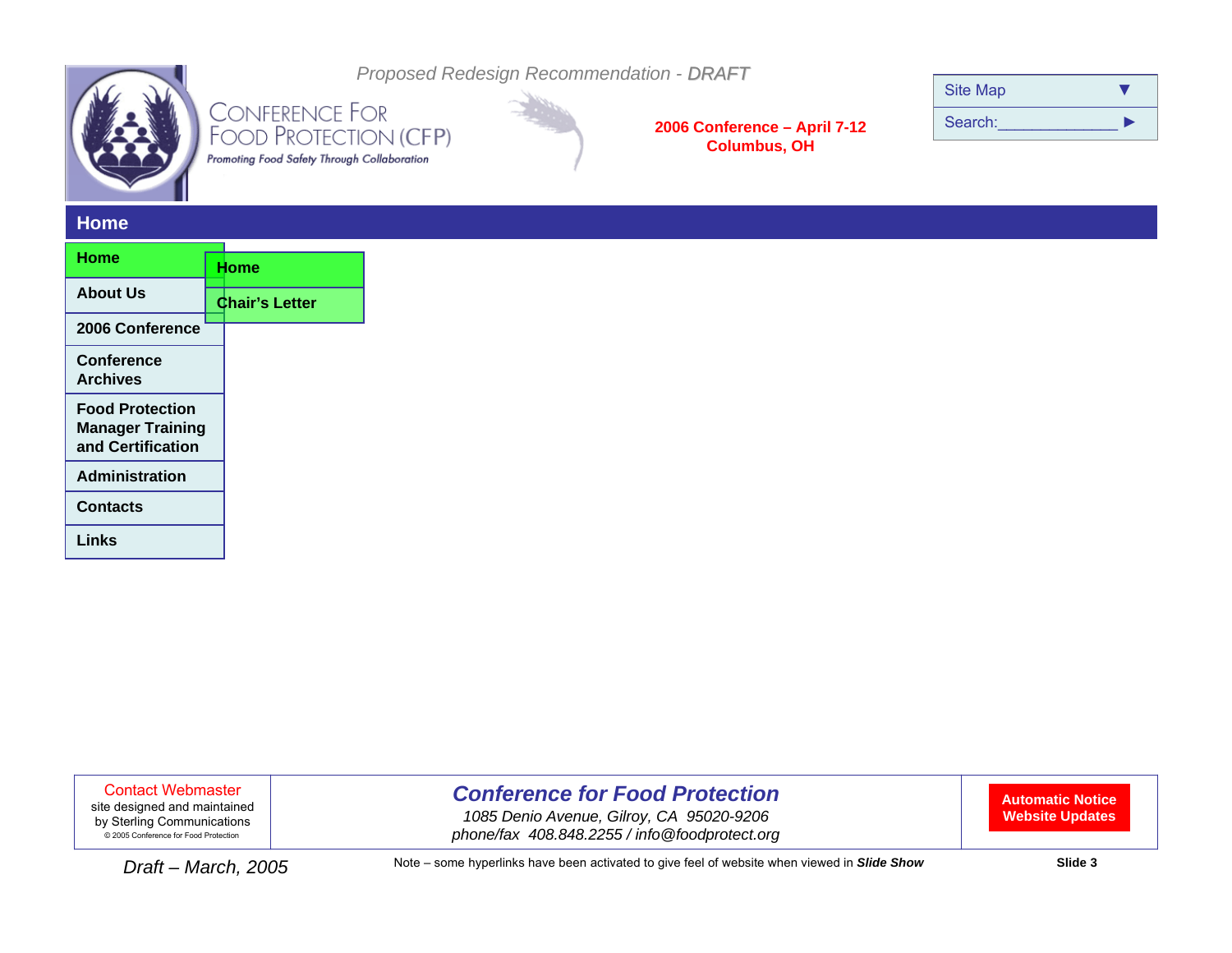*Proposed Redesign Recommendation - **DRAFT***

CONFERENCE FOR FOOD PROTECTION (CFP)

*Promoting Food Safety Through Collaboration*

**2006 Conference – April 7-12**
**Columbus, OH**

Site Map ▼

Search:_____________ ►

## Home

- **Home**
- **About Us**
- **2006 Conference**
- **Conference Archives**
- **Food Protection Manager Training and Certification**
- **Administration**
- **Contacts**
- **Links**

Submenu:

- **Home**
- **Chair's Letter**

Contact Webmaster
site designed and maintained by Sterling Communications
© 2005 Conference for Food Protection

***Conference for Food Protection***
*1085 Denio Avenue, Gilroy, CA 95020-9206*
*phone/fax 408.848.2255 / info@foodprotect.org*

**Automatic Notice Website Updates**

*Draft – March, 2005*

Note – some hyperlinks have been activated to give feel of website when viewed in ***Slide Show***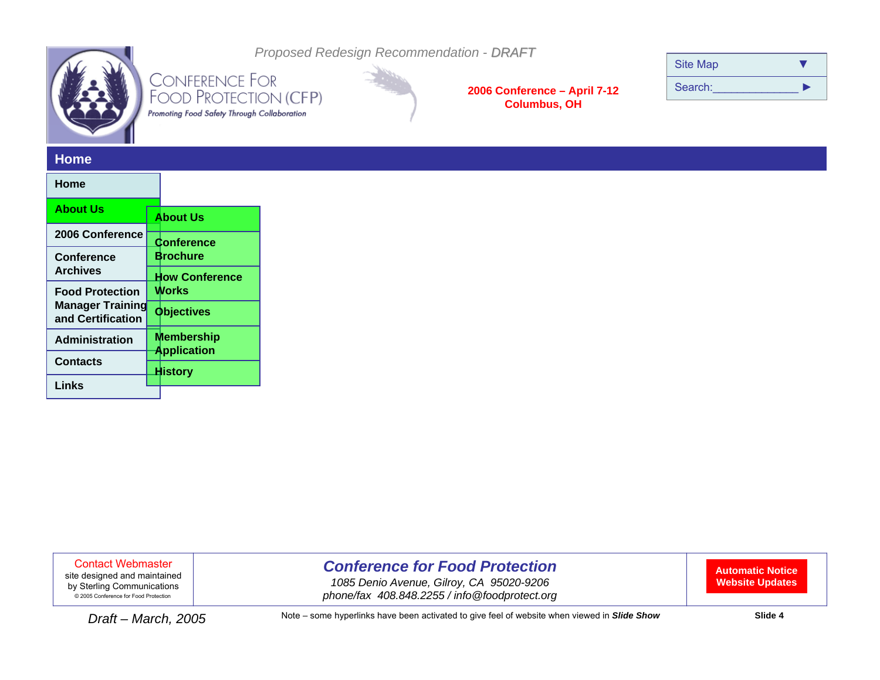Proposed Redesign Recommendation - ***DRAFT***

CONFERENCE FOR FOOD PROTECTION (CFP)

*Promoting Food Safety Through Collaboration*

**2006 Conference – April 7-12**
**Columbus, OH**

Site Map ▼

Search:_____________ ▶

## Home

- **Home**
- **About Us**
  - **About Us**
  - **Conference Brochure**
  - **How Conference Works**
  - **Objectives**
  - **Membership Application**
  - **History**
- **2006 Conference**
- **Conference Archives**
- **Food Protection Manager Training and Certification**
- **Administration**
- **Contacts**
- **Links**

Contact Webmaster
site designed and maintained by Sterling Communications
© 2005 Conference for Food Protection

***Conference for Food Protection***
*1085 Denio Avenue, Gilroy, CA 95020-9206*
*phone/fax 408.848.2255 / info@foodprotect.org*

**Automatic Notice Website Updates**

*Draft – March, 2005*

Note – some hyperlinks have been activated to give feel of website when viewed in ***Slide Show***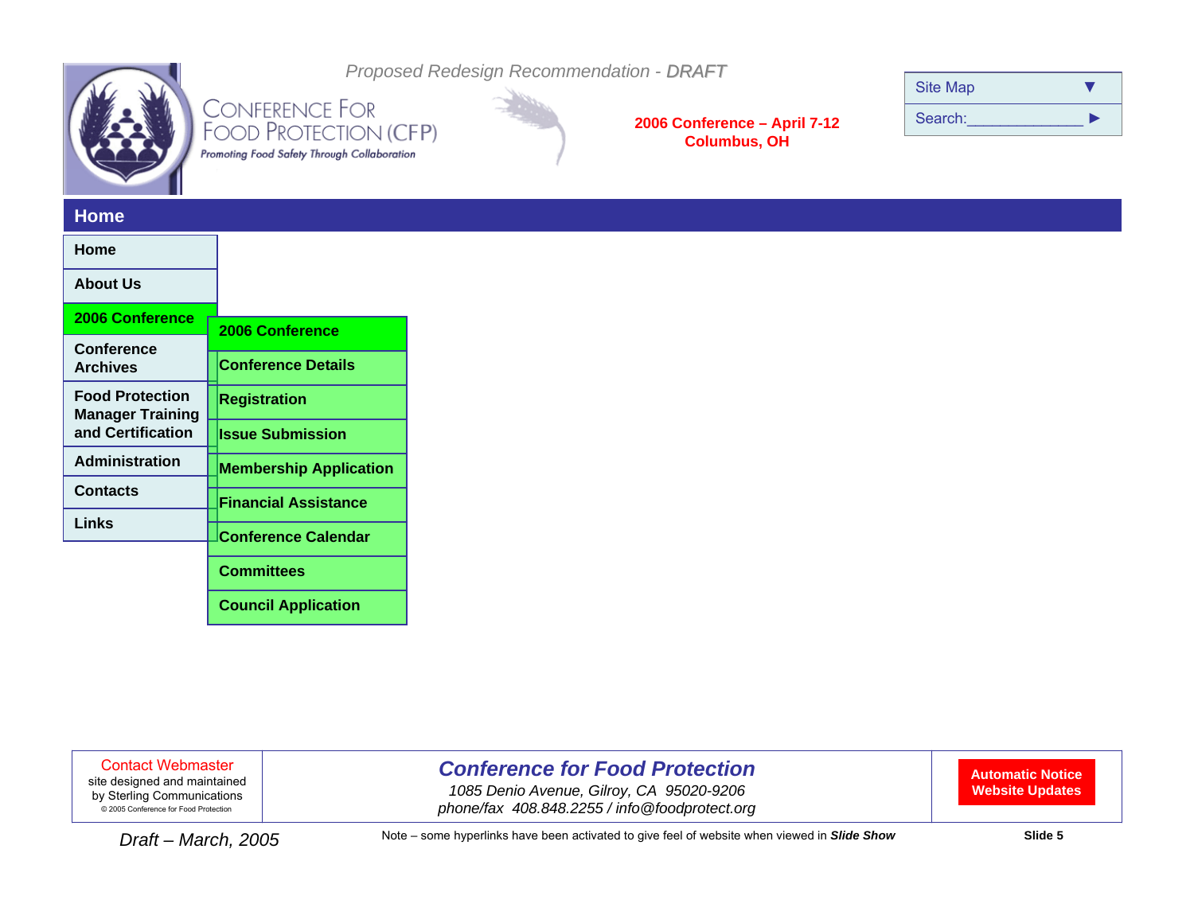*Proposed Redesign Recommendation - **DRAFT***

CONFERENCE FOR FOOD PROTECTION (CFP)

*Promoting Food Safety Through Collaboration*

**2006 Conference – April 7-12**
**Columbus, OH**

- Site Map ▼
- Search:______________ ►

## Home

- **Home**
- **About Us**
- **2006 Conference**
  - **2006 Conference**
  - **Conference Details**
  - **Registration**
  - **Issue Submission**
  - **Membership Application**
  - **Financial Assistance**
  - **Conference Calendar**
  - **Committees**
  - **Council Application**
- **Conference Archives**
- **Food Protection Manager Training and Certification**
- **Administration**
- **Contacts**
- **Links**

---

Contact Webmaster
site designed and maintained by Sterling Communications
© 2005 Conference for Food Protection

***Conference for Food Protection***
*1085 Denio Avenue, Gilroy, CA 95020-9206*
*phone/fax 408.848.2255 / info@foodprotect.org*

**Automatic Notice Website Updates**

*Draft – March, 2005*

Note – some hyperlinks have been activated to give feel of website when viewed in ***Slide Show***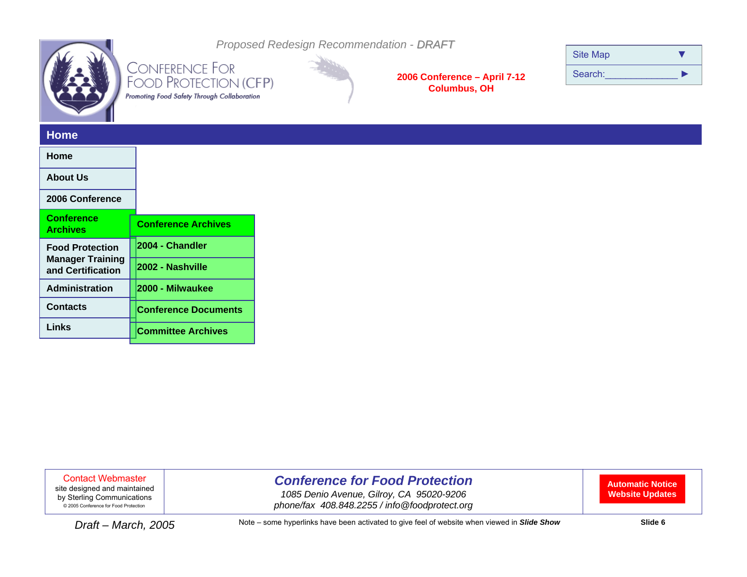Proposed Redesign Recommendation - *DRAFT*

CONFERENCE FOR FOOD PROTECTION (CFP)

*Promoting Food Safety Through Collaboration*

**2006 Conference – April 7-12**
**Columbus, OH**

Site Map ▼

Search:_____________ ►

## Home

- **Home**
- **About Us**
- **2006 Conference**
- **Conference Archives**
  - **Conference Archives**
  - **2004 - Chandler**
  - **2002 - Nashville**
  - **2000 - Milwaukee**
  - **Conference Documents**
  - **Committee Archives**
- **Food Protection Manager Training and Certification**
- **Administration**
- **Contacts**
- **Links**

Contact Webmaster
site designed and maintained by Sterling Communications
© 2005 Conference for Food Protection

***Conference for Food Protection***
*1085 Denio Avenue, Gilroy, CA 95020-9206*
*phone/fax 408.848.2255 / info@foodprotect.org*

**Automatic Notice Website Updates**

*Draft – March, 2005*

Note – some hyperlinks have been activated to give feel of website when viewed in ***Slide Show***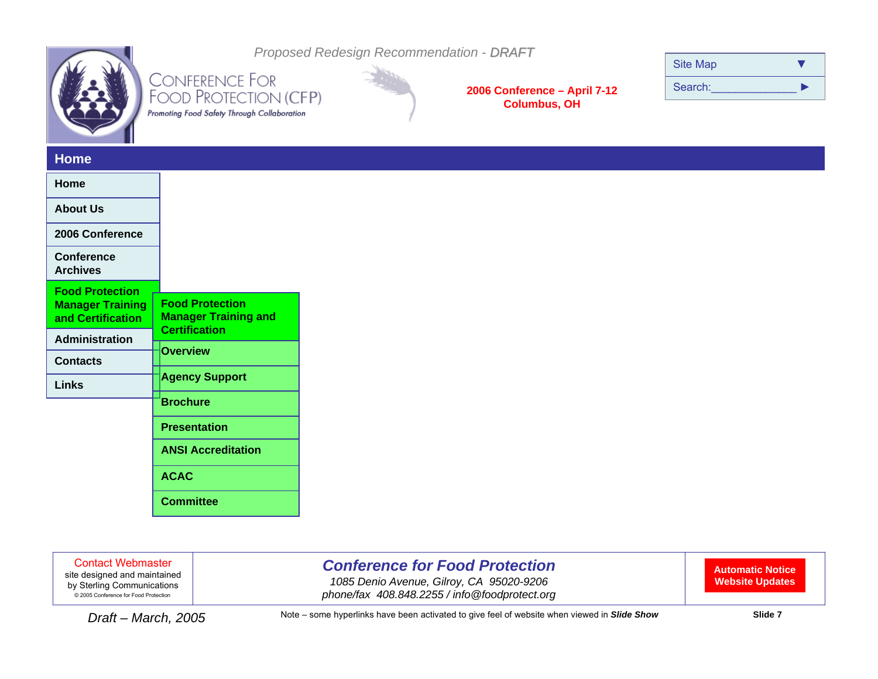*Proposed Redesign Recommendation - **DRAFT***

CONFERENCE FOR FOOD PROTECTION (CFP)

*Promoting Food Safety Through Collaboration*

**2006 Conference – April 7-12**
**Columbus, OH**

Site Map ▼

Search:_______________ ►

## Home

- **Home**
- **About Us**
- **2006 Conference**
- **Conference Archives**
- **Food Protection Manager Training and Certification**
- **Administration**
- **Contacts**
- **Links**

**Food Protection Manager Training and Certification**

- **Overview**
- **Agency Support**
- **Brochure**
- **Presentation**
- **ANSI Accreditation**
- **ACAC**
- **Committee**

Contact Webmaster
site designed and maintained by Sterling Communications
© 2005 Conference for Food Protection

***Conference for Food Protection***
*1085 Denio Avenue, Gilroy, CA 95020-9206*
*phone/fax 408.848.2255 / info@foodprotect.org*

**Automatic Notice Website Updates**

*Draft – March, 2005*

Note – some hyperlinks have been activated to give feel of website when viewed in ***Slide Show***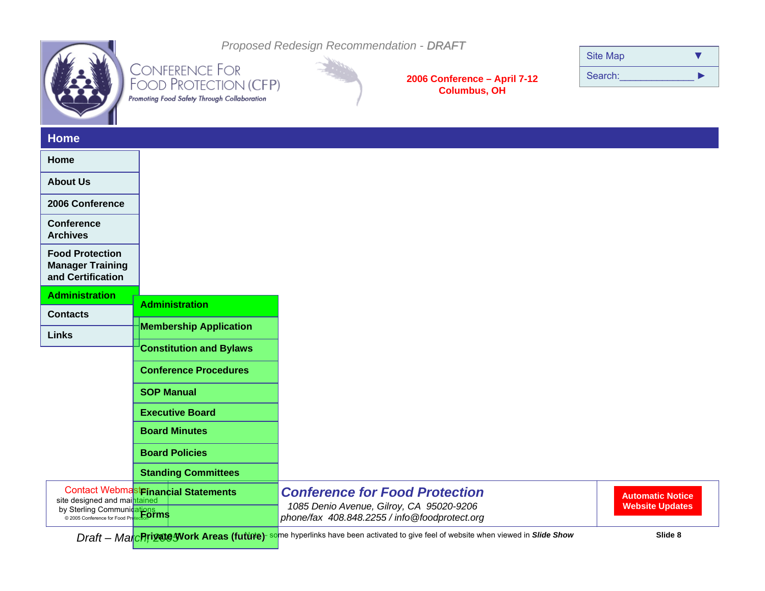Proposed Redesign Recommendation - *DRAFT*

CONFERENCE FOR FOOD PROTECTION (CFP)

*Promoting Food Safety Through Collaboration*

**2006 Conference – April 7-12**
**Columbus, OH**

Site Map ▼

Search:______________ ▶

## Home

- **Home**
- **About Us**
- **2006 Conference**
- **Conference Archives**
- **Food Protection Manager Training and Certification**
- **Administration**
  - **Administration**
  - **Membership Application**
  - **Constitution and Bylaws**
  - **Conference Procedures**
  - **SOP Manual**
  - **Executive Board**
  - **Board Minutes**
  - **Board Policies**
  - **Standing Committees**
  - **Financial Statements**
  - **Forms**
  - **Private Work Areas (future)**
- **Contacts**
- **Links**

Contact Webmaster
site designed and maintained
by Sterling Communications
© 2005 Conference for Food Protection

***Conference for Food Protection***
*1085 Denio Avenue, Gilroy, CA 95020-9206*
*phone/fax 408.848.2255 / info@foodprotect.org*

**Automatic Notice Website Updates**

*Draft – March, 2005*

Note – some hyperlinks have been activated to give feel of website when viewed in ***Slide Show***

**Slide 8**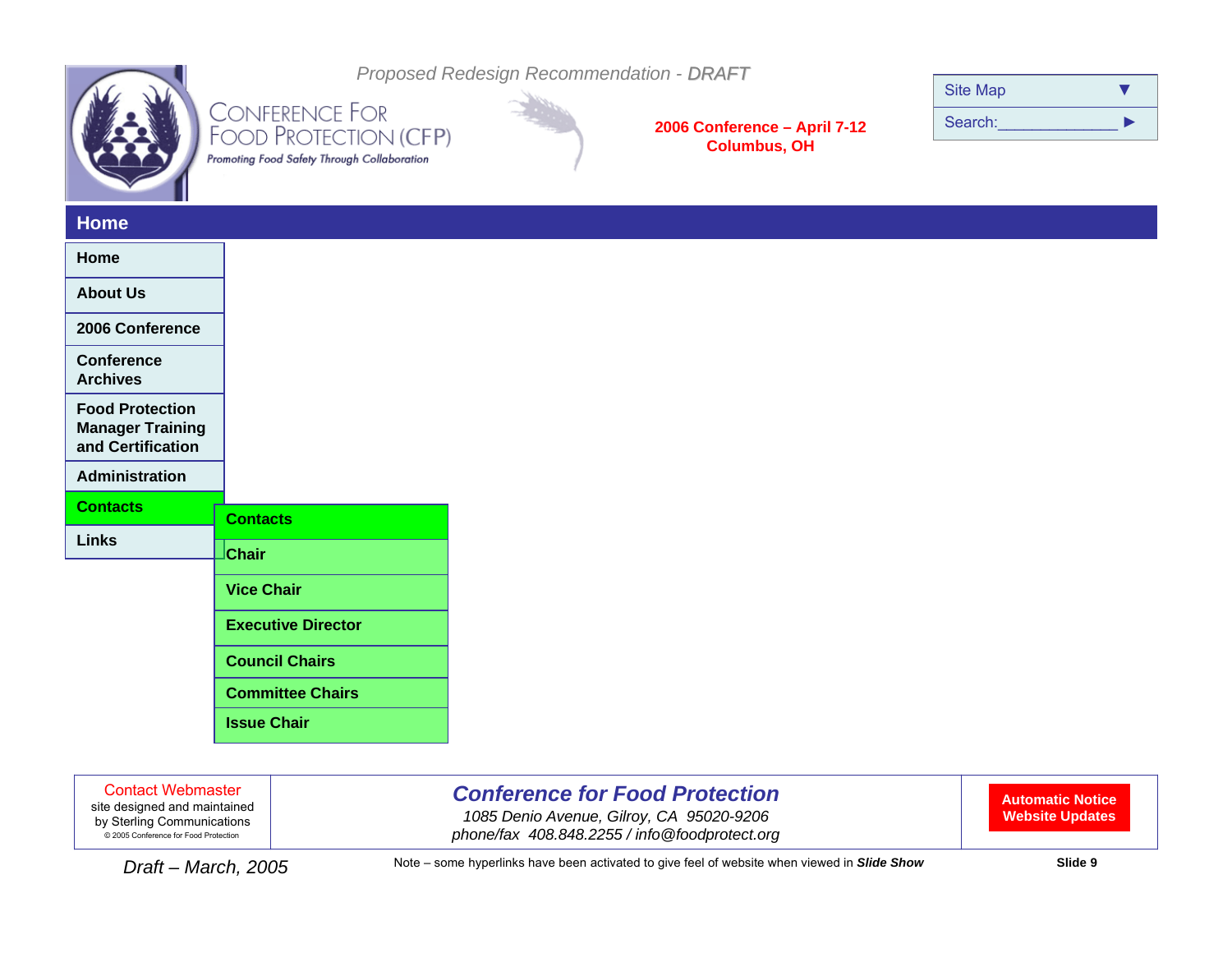*Proposed Redesign Recommendation - **DRAFT***

Conference For Food Protection (CFP)

*Promoting Food Safety Through Collaboration*

**2006 Conference – April 7-12**
**Columbus, OH**

Site Map ▼

Search:______________ ►

## Home

- **Home**
- **About Us**
- **2006 Conference**
- **Conference Archives**
- **Food Protection Manager Training and Certification**
- **Administration**
- **Contacts**
  - **Contacts**
  - **Chair**
  - **Vice Chair**
  - **Executive Director**
  - **Council Chairs**
  - **Committee Chairs**
  - **Issue Chair**
- **Links**

Contact Webmaster
site designed and maintained by Sterling Communications
© 2005 Conference for Food Protection

***Conference for Food Protection***
*1085 Denio Avenue, Gilroy, CA 95020-9206*
*phone/fax 408.848.2255 / info@foodprotect.org*

**Automatic Notice Website Updates**

*Draft – March, 2005*

Note – some hyperlinks have been activated to give feel of website when viewed in ***Slide Show***

**Slide 9**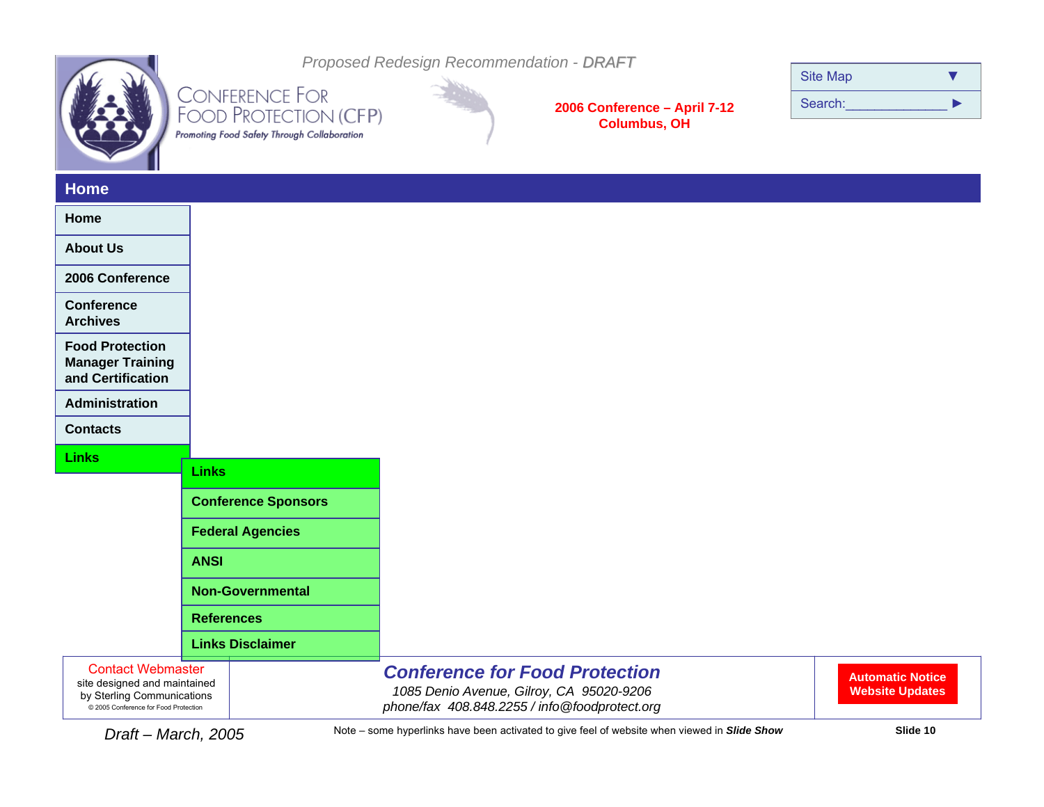*Proposed Redesign Recommendation - **DRAFT***

CONFERENCE FOR FOOD PROTECTION (CFP)

*Promoting Food Safety Through Collaboration*

**2006 Conference – April 7-12**
**Columbus, OH**

Site Map ▼

Search:______________ ►

## Home

- **Home**
- **About Us**
- **2006 Conference**
- **Conference Archives**
- **Food Protection Manager Training and Certification**
- **Administration**
- **Contacts**
- **Links**
  - **Links**
  - **Conference Sponsors**
  - **Federal Agencies**
  - **ANSI**
  - **Non-Governmental**
  - **References**
  - **Links Disclaimer**

Contact Webmaster
site designed and maintained by Sterling Communications
© 2005 Conference for Food Protection

***Conference for Food Protection***
*1085 Denio Avenue, Gilroy, CA 95020-9206*
*phone/fax 408.848.2255 / info@foodprotect.org*

**Automatic Notice Website Updates**

*Draft – March, 2005*

Note – some hyperlinks have been activated to give feel of website when viewed in ***Slide Show***

**Slide 10**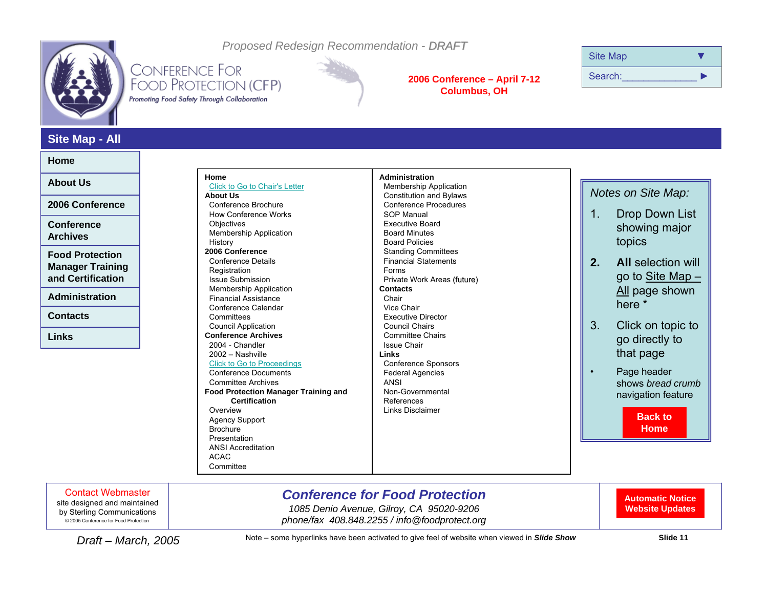Proposed Redesign Recommendation - ***DRAFT***

CONFERENCE FOR FOOD PROTECTION (CFP)

Promoting Food Safety Through Collaboration

**2006 Conference – April 7-12**
**Columbus, OH**

Site Map ▼

Search:_____________ ▶

## Site Map - All

- **Home**
- **About Us**
- **2006 Conference**
- **Conference Archives**
- **Food Protection Manager Training and Certification**
- **Administration**
- **Contacts**
- **Links**

**Home**
- Click to Go to Chair's Letter

**About Us**
- Conference Brochure
- How Conference Works
- Objectives
- Membership Application
- History

**2006 Conference**
- Conference Details
- Registration
- Issue Submission
- Membership Application
- Financial Assistance
- Conference Calendar
- Committees
- Council Application

**Conference Archives**
- 2004 - Chandler
- 2002 – Nashville
- Click to Go to Proceedings
- Conference Documents
- Committee Archives

**Food Protection Manager Training and Certification**
- Overview
- Agency Support
- Brochure
- Presentation
- ANSI Accreditation
- ACAC
- Committee

**Administration**
- Membership Application
- Constitution and Bylaws
- Conference Procedures
- SOP Manual
- Executive Board
- Board Minutes
- Board Policies
- Standing Committees
- Financial Statements
- Forms
- Private Work Areas (future)

**Contacts**
- Chair
- Vice Chair
- Executive Director
- Council Chairs
- Committee Chairs
- Issue Chair

**Links**
- Conference Sponsors
- Federal Agencies
- ANSI
- Non-Governmental
- References
- Links Disclaimer

*Notes on Site Map:*

1. Drop Down List showing major topics
2. **All** selection will go to Site Map – All page shown here *
3. Click on topic to go directly to that page

- Page header shows *bread crumb* navigation feature

**Back to Home**

Contact Webmaster
site designed and maintained by Sterling Communications
© 2005 Conference for Food Protection

***Conference for Food Protection***
*1085 Denio Avenue, Gilroy, CA 95020-9206*
*phone/fax 408.848.2255 / info@foodprotect.org*

**Automatic Notice Website Updates**

*Draft – March, 2005*

Note – some hyperlinks have been activated to give feel of website when viewed in ***Slide Show***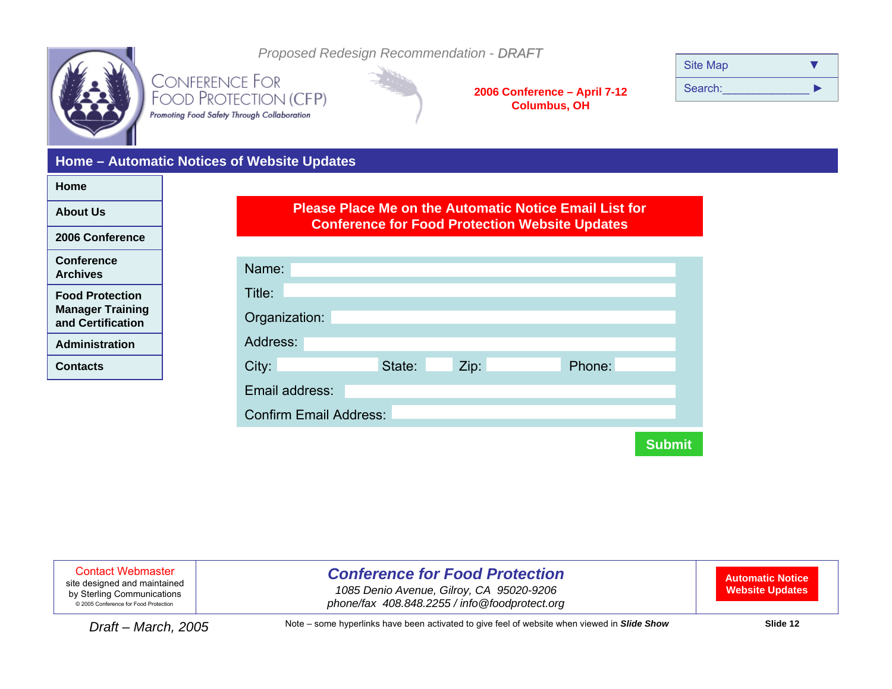*Proposed Redesign Recommendation - **DRAFT***

CONFERENCE FOR FOOD PROTECTION (CFP)

*Promoting Food Safety Through Collaboration*

**2006 Conference – April 7-12**
**Columbus, OH**

Site Map ▼

Search:_______________ ▶

## Home – Automatic Notices of Website Updates

- **Home**
- **About Us**
- **2006 Conference**
- **Conference Archives**
- **Food Protection Manager Training and Certification**
- **Administration**
- **Contacts**

### Please Place Me on the Automatic Notice Email List for Conference for Food Protection Website Updates

Name:

Title:

Organization:

Address:

City: State: Zip: Phone:

Email address:

Confirm Email Address:

**Submit**

Contact Webmaster
site designed and maintained by Sterling Communications
© 2005 Conference for Food Protection

***Conference for Food Protection***
*1085 Denio Avenue, Gilroy, CA 95020-9206*
*phone/fax 408.848.2255 / info@foodprotect.org*

**Automatic Notice Website Updates**

*Draft – March, 2005*

Note – some hyperlinks have been activated to give feel of website when viewed in ***Slide Show***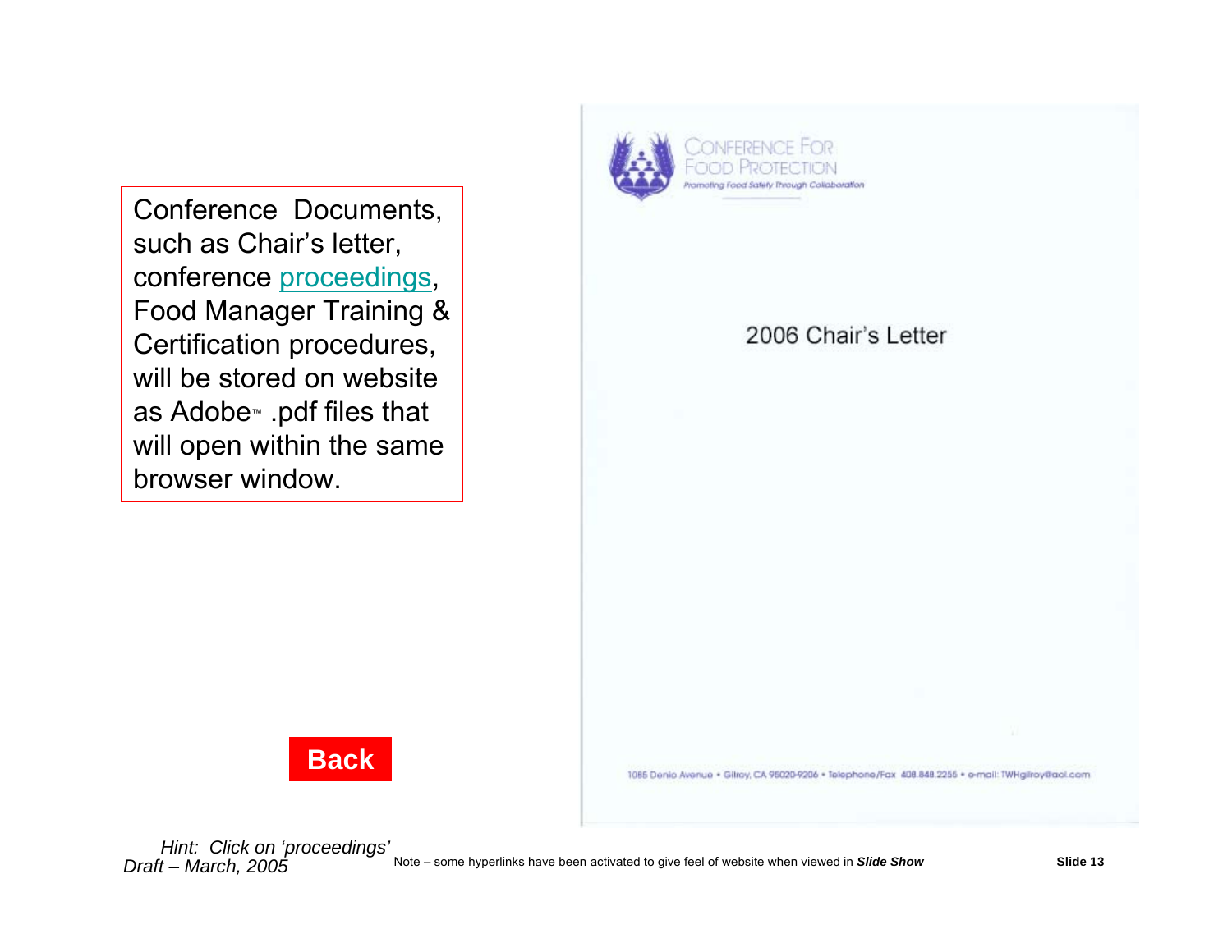Conference Documents, such as Chair's letter, conference proceedings, Food Manager Training & Certification procedures, will be stored on website as Adobe™ .pdf files that will open within the same browser window.

**Back**

CONFERENCE FOR FOOD PROTECTION

*Promoting Food Safety Through Collaboration*

2006 Chair's Letter

1085 Denio Avenue • Gilroy, CA 95020-9206 • Telephone/Fax 408.848.2255 • e-mail: TWHgilroy@aol.com

*Hint: Click on 'proceedings'*

*Draft – March, 2005*

Note – some hyperlinks have been activated to give feel of website when viewed in ***Slide Show***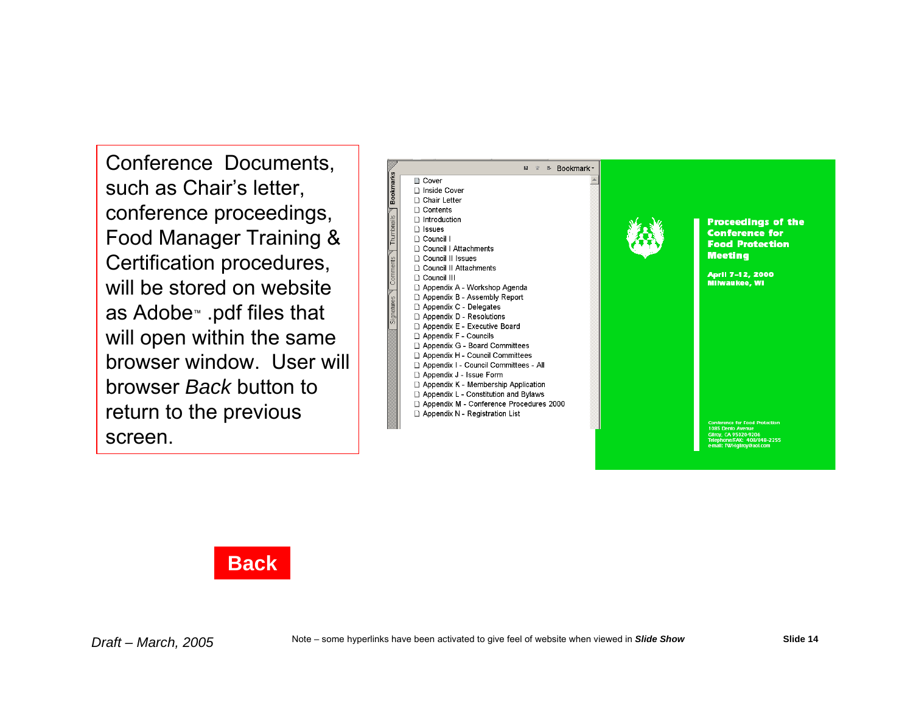Conference Documents, such as Chair's letter, conference proceedings, Food Manager Training & Certification procedures, will be stored on website as Adobe™ .pdf files that will open within the same browser window. User will browser *Back* button to return to the previous screen.

Bookmark

- Cover
- Inside Cover
- Chair Letter
- Contents
- Introduction
- Issues
- Council I
- Council I Attachments
- Council II Issues
- Council II Attachments
- Council III
- Appendix A - Workshop Agenda
- Appendix B - Assembly Report
- Appendix C - Delegates
- Appendix D - Resolutions
- Appendix E - Executive Board
- Appendix F - Councils
- Appendix G - Board Committees
- Appendix H - Council Committees
- Appendix I - Council Committees - All
- Appendix J - Issue Form
- Appendix K - Membership Application
- Appendix L - Constitution and Bylaws
- Appendix M - Conference Procedures 2000
- Appendix N - Registration List

**Proceedings of the Conference for Food Protection Meeting**

**April 7–12, 2000**
**Milwaukee, WI**

Conference for Food Protection
1085 Denio Avenue
Gilroy, CA 95020-9206
Telephone/FAX: 408/848-2255
email: IWHgilroy@aol.com

**Back**

*Draft – March, 2005*

Note – some hyperlinks have been activated to give feel of website when viewed in ***Slide Show***